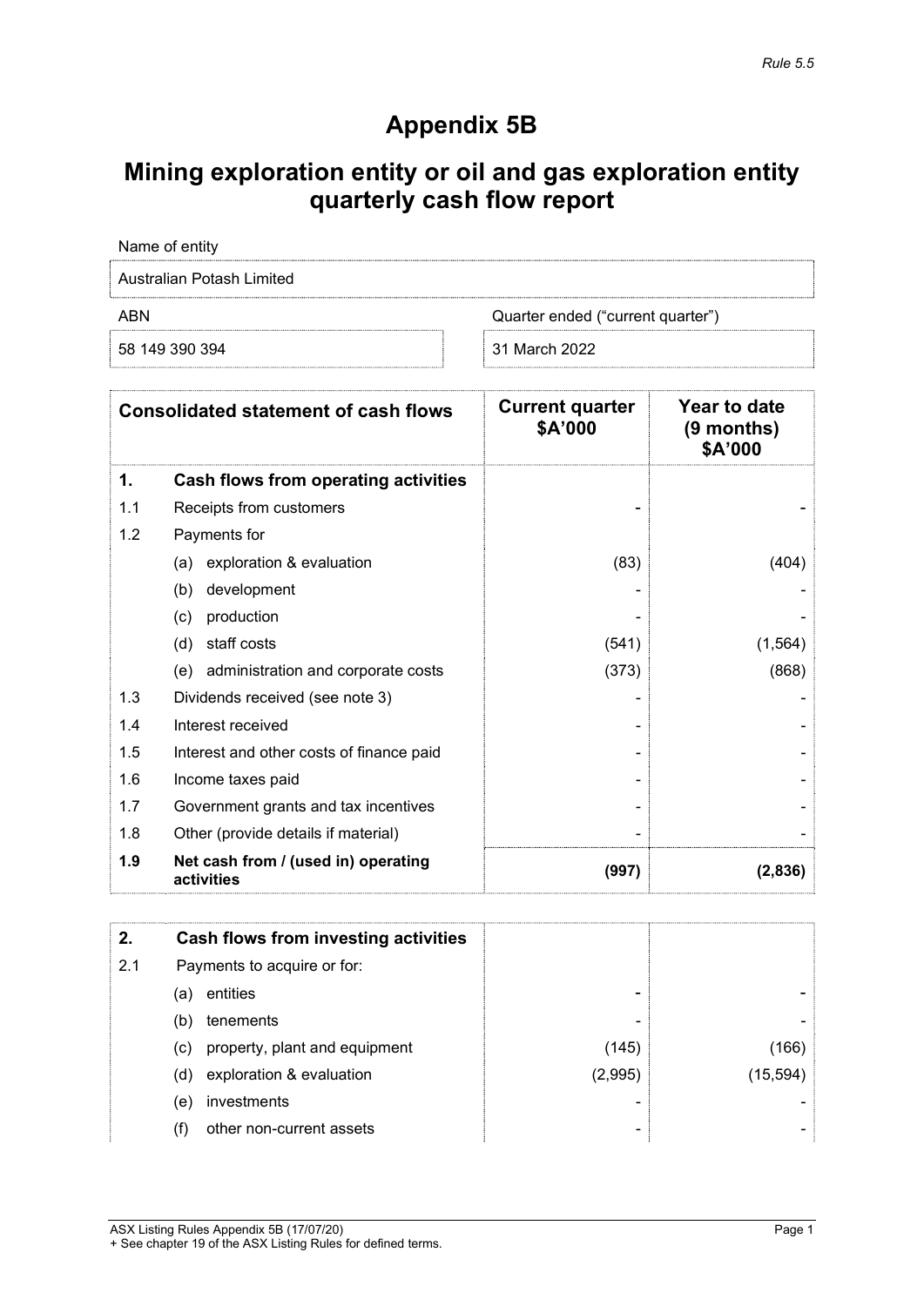*Rule 5.5*

# Appendix 5B

## Mining exploration entity or oil and gas exploration entity quarterly cash flow report

| Name of entity | |
|---|---|
| Australian Potash Limited | |
| **ABN** | **Quarter ended ("current quarter")** |
| 58 149 390 394 | 31 March 2022 |

| | Consolidated statement of cash flows | Current quarter $A'000 | Year to date (9 months) $A'000 |
|---|---|---|---|
| **1.** | **Cash flows from operating activities** | | |
| 1.1 | Receipts from customers | - | - |
| 1.2 | Payments for | | |
| | (a) exploration & evaluation | (83) | (404) |
| | (b) development | - | - |
| | (c) production | - | - |
| | (d) staff costs | (541) | (1,564) |
| | (e) administration and corporate costs | (373) | (868) |
| 1.3 | Dividends received (see note 3) | - | - |
| 1.4 | Interest received | - | - |
| 1.5 | Interest and other costs of finance paid | - | - |
| 1.6 | Income taxes paid | - | - |
| 1.7 | Government grants and tax incentives | - | - |
| 1.8 | Other (provide details if material) | - | - |
| **1.9** | **Net cash from / (used in) operating activities** | **(997)** | **(2,836)** |

| | | | |
|---|---|---|---|
| **2.** | **Cash flows from investing activities** | | |
| 2.1 | Payments to acquire or for: | | |
| | (a) entities | - | - |
| | (b) tenements | - | - |
| | (c) property, plant and equipment | (145) | (166) |
| | (d) exploration & evaluation | (2,995) | (15,594) |
| | (e) investments | - | - |
| | (f) other non-current assets | - | - |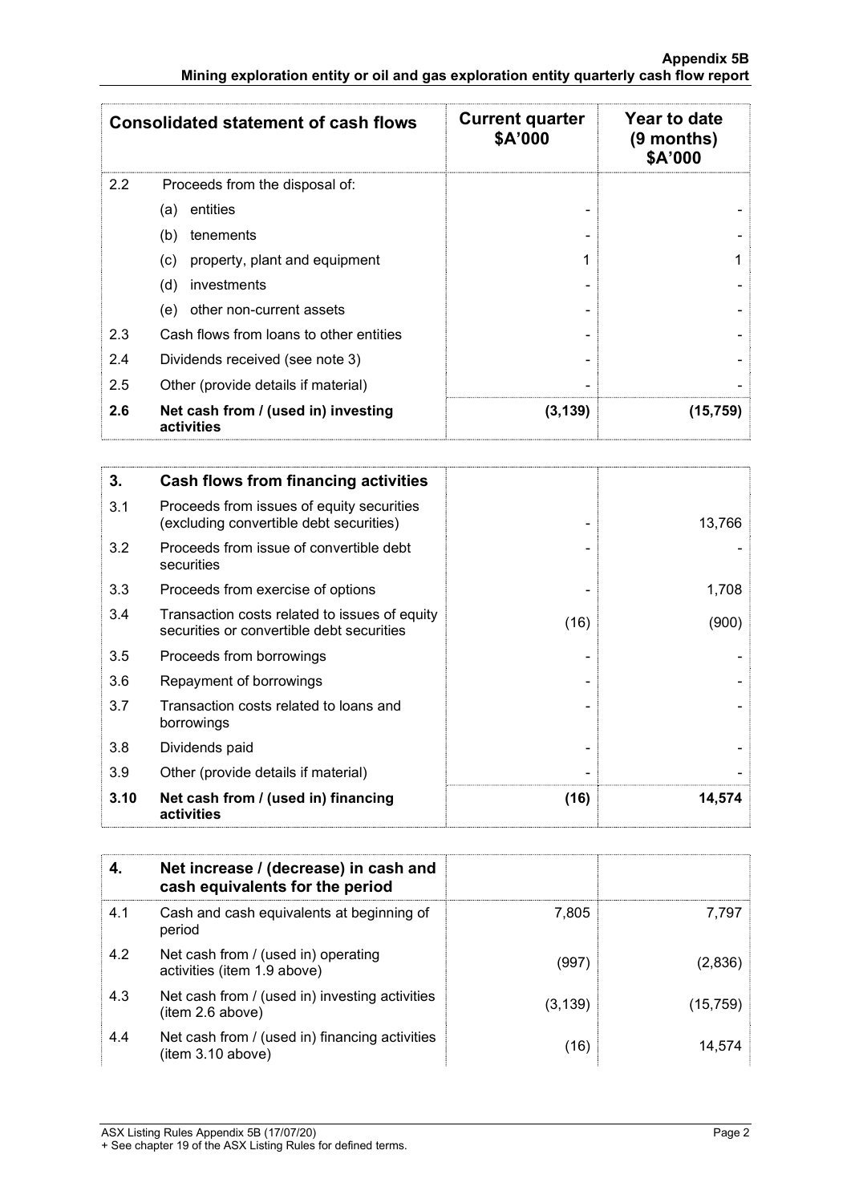| Consolidated statement of cash flows | | Current quarter $A'000 | Year to date (9 months) $A'000 |
|---|---|---|---|
| 2.2 | Proceeds from the disposal of: | | |
| | (a) entities | - | - |
| | (b) tenements | - | - |
| | (c) property, plant and equipment | 1 | 1 |
| | (d) investments | - | - |
| | (e) other non-current assets | - | - |
| 2.3 | Cash flows from loans to other entities | - | - |
| 2.4 | Dividends received (see note 3) | - | - |
| 2.5 | Other (provide details if material) | - | - |
| **2.6** | **Net cash from / (used in) investing activities** | **(3,139)** | **(15,759)** |

| **3.** | **Cash flows from financing activities** | | |
|---|---|---|---|
| 3.1 | Proceeds from issues of equity securities (excluding convertible debt securities) | - | 13,766 |
| 3.2 | Proceeds from issue of convertible debt securities | - | - |
| 3.3 | Proceeds from exercise of options | - | 1,708 |
| 3.4 | Transaction costs related to issues of equity securities or convertible debt securities | (16) | (900) |
| 3.5 | Proceeds from borrowings | - | - |
| 3.6 | Repayment of borrowings | - | - |
| 3.7 | Transaction costs related to loans and borrowings | - | - |
| 3.8 | Dividends paid | - | - |
| 3.9 | Other (provide details if material) | - | - |
| **3.10** | **Net cash from / (used in) financing activities** | **(16)** | **14,574** |

| **4.** | **Net increase / (decrease) in cash and cash equivalents for the period** | | |
|---|---|---|---|
| 4.1 | Cash and cash equivalents at beginning of period | 7,805 | 7,797 |
| 4.2 | Net cash from / (used in) operating activities (item 1.9 above) | (997) | (2,836) |
| 4.3 | Net cash from / (used in) investing activities (item 2.6 above) | (3,139) | (15,759) |
| 4.4 | Net cash from / (used in) financing activities (item 3.10 above) | (16) | 14,574 |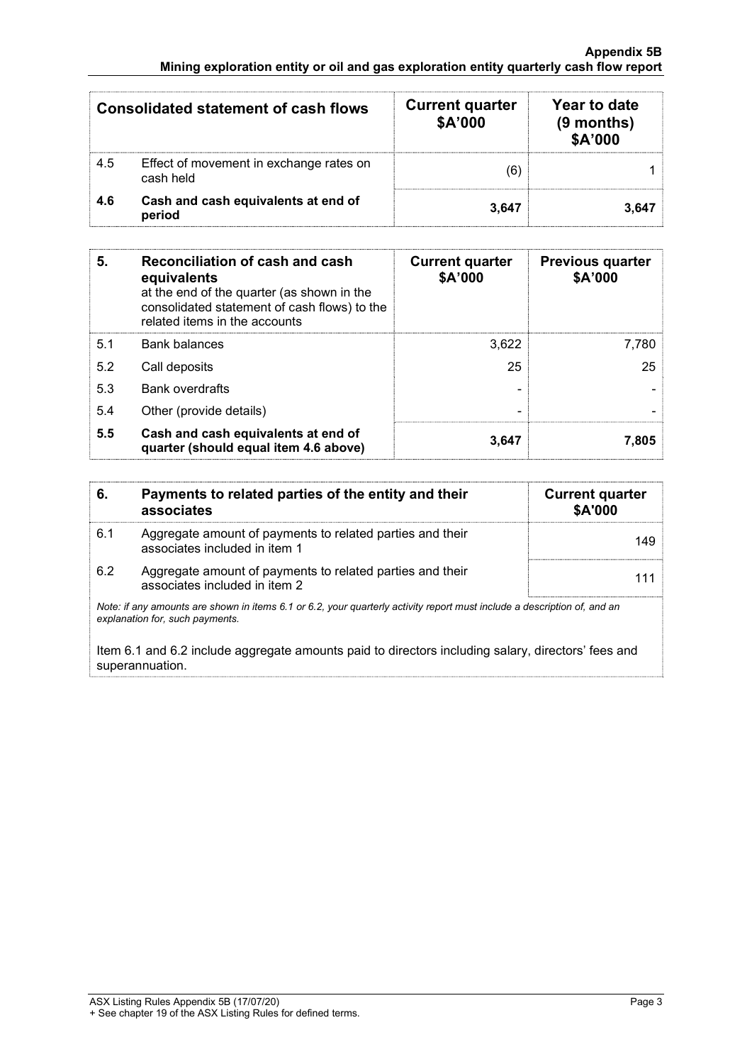| Consolidated statement of cash flows | | Current quarter $A'000 | Year to date (9 months) $A'000 |
|---|---|---|---|
| 4.5 | Effect of movement in exchange rates on cash held | (6) | 1 |
| **4.6** | **Cash and cash equivalents at end of period** | **3,647** | **3,647** |

| **5.** | **Reconciliation of cash and cash equivalents** at the end of the quarter (as shown in the consolidated statement of cash flows) to the related items in the accounts | **Current quarter $A'000** | **Previous quarter $A'000** |
|---|---|---|---|
| 5.1 | Bank balances | 3,622 | 7,780 |
| 5.2 | Call deposits | 25 | 25 |
| 5.3 | Bank overdrafts | - | - |
| 5.4 | Other (provide details) | - | - |
| **5.5** | **Cash and cash equivalents at end of quarter (should equal item 4.6 above)** | **3,647** | **7,805** |

| **6.** | **Payments to related parties of the entity and their associates** | **Current quarter $A'000** |
|---|---|---|
| 6.1 | Aggregate amount of payments to related parties and their associates included in item 1 | 149 |
| 6.2 | Aggregate amount of payments to related parties and their associates included in item 2 | 111 |

*Note: if any amounts are shown in items 6.1 or 6.2, your quarterly activity report must include a description of, and an explanation for, such payments.*

Item 6.1 and 6.2 include aggregate amounts paid to directors including salary, directors' fees and superannuation.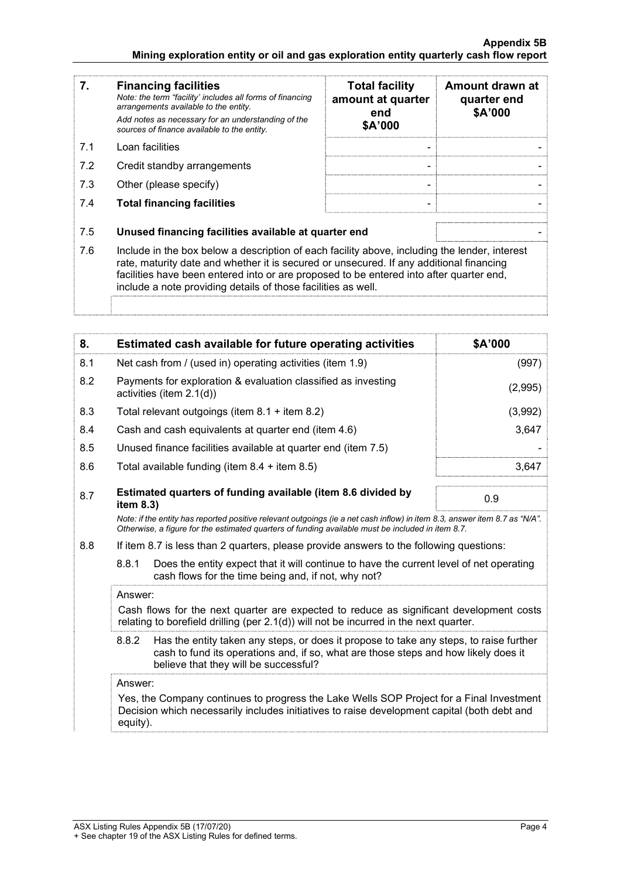| 7. | **Financing facilities**<br>*Note: the term "facility' includes all forms of financing arrangements available to the entity.*<br>*Add notes as necessary for an understanding of the sources of finance available to the entity.* | **Total facility amount at quarter end**<br>**\$A'000** | **Amount drawn at quarter end**<br>**\$A'000** |
|---|---|---|---|
| 7.1 | Loan facilities | - | - |
| 7.2 | Credit standby arrangements | - | - |
| 7.3 | Other (please specify) | - | - |
| 7.4 | **Total financing facilities** | - | - |
| 7.5 | **Unused financing facilities available at quarter end** | | - |
| 7.6 | Include in the box below a description of each facility above, including the lender, interest rate, maturity date and whether it is secured or unsecured. If any additional financing facilities have been entered into or are proposed to be entered into after quarter end, include a note providing details of those facilities as well. | | |

| 8. | **Estimated cash available for future operating activities** | **\$A'000** |
|---|---|---|
| 8.1 | Net cash from / (used in) operating activities (item 1.9) | (997) |
| 8.2 | Payments for exploration & evaluation classified as investing activities (item 2.1(d)) | (2,995) |
| 8.3 | Total relevant outgoings (item 8.1 + item 8.2) | (3,992) |
| 8.4 | Cash and cash equivalents at quarter end (item 4.6) | 3,647 |
| 8.5 | Unused finance facilities available at quarter end (item 7.5) | - |
| 8.6 | Total available funding (item 8.4 + item 8.5) | 3,647 |
| 8.7 | **Estimated quarters of funding available (item 8.6 divided by item 8.3)** | 0.9 |

*Note: if the entity has reported positive relevant outgoings (ie a net cash inflow) in item 8.3, answer item 8.7 as "N/A". Otherwise, a figure for the estimated quarters of funding available must be included in item 8.7.*

8.8 If item 8.7 is less than 2 quarters, please provide answers to the following questions:

8.8.1 Does the entity expect that it will continue to have the current level of net operating cash flows for the time being and, if not, why not?

Answer:

Cash flows for the next quarter are expected to reduce as significant development costs relating to borefield drilling (per 2.1(d)) will not be incurred in the next quarter.

8.8.2 Has the entity taken any steps, or does it propose to take any steps, to raise further cash to fund its operations and, if so, what are those steps and how likely does it believe that they will be successful?

Answer:

Yes, the Company continues to progress the Lake Wells SOP Project for a Final Investment Decision which necessarily includes initiatives to raise development capital (both debt and equity).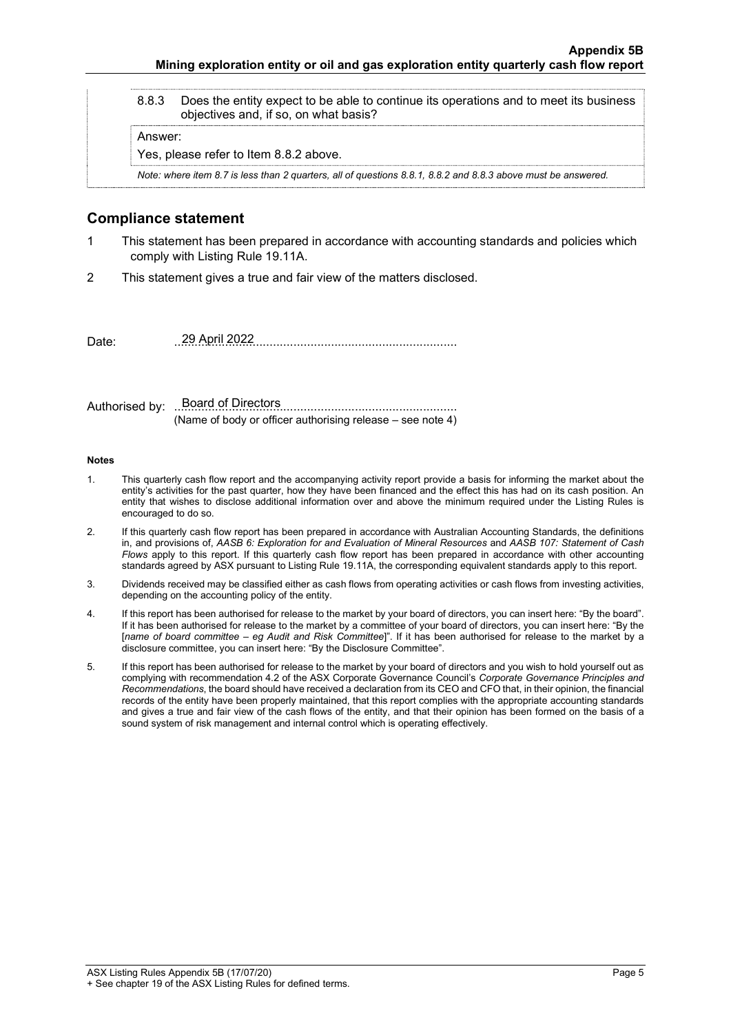| | |
|---|---|
| 8.8.3 | Does the entity expect to be able to continue its operations and to meet its business objectives and, if so, on what basis? |
| Answer: | |
| Yes, please refer to Item 8.8.2 above. | |

*Note: where item 8.7 is less than 2 quarters, all of questions 8.8.1, 8.8.2 and 8.8.3 above must be answered.*

## Compliance statement

1. This statement has been prepared in accordance with accounting standards and policies which comply with Listing Rule 19.11A.
2. This statement gives a true and fair view of the matters disclosed.

Date: 29 April 2022

Authorised by: Board of Directors
(Name of body or officer authorising release – see note 4)

#### Notes

1. This quarterly cash flow report and the accompanying activity report provide a basis for informing the market about the entity's activities for the past quarter, how they have been financed and the effect this has had on its cash position. An entity that wishes to disclose additional information over and above the minimum required under the Listing Rules is encouraged to do so.
2. If this quarterly cash flow report has been prepared in accordance with Australian Accounting Standards, the definitions in, and provisions of, *AASB 6: Exploration for and Evaluation of Mineral Resources* and *AASB 107: Statement of Cash Flows* apply to this report. If this quarterly cash flow report has been prepared in accordance with other accounting standards agreed by ASX pursuant to Listing Rule 19.11A, the corresponding equivalent standards apply to this report.
3. Dividends received may be classified either as cash flows from operating activities or cash flows from investing activities, depending on the accounting policy of the entity.
4. If this report has been authorised for release to the market by your board of directors, you can insert here: "By the board". If it has been authorised for release to the market by a committee of your board of directors, you can insert here: "By the [*name of board committee – eg Audit and Risk Committee*]". If it has been authorised for release to the market by a disclosure committee, you can insert here: "By the Disclosure Committee".
5. If this report has been authorised for release to the market by your board of directors and you wish to hold yourself out as complying with recommendation 4.2 of the ASX Corporate Governance Council's *Corporate Governance Principles and Recommendations*, the board should have received a declaration from its CEO and CFO that, in their opinion, the financial records of the entity have been properly maintained, that this report complies with the appropriate accounting standards and gives a true and fair view of the cash flows of the entity, and that their opinion has been formed on the basis of a sound system of risk management and internal control which is operating effectively.